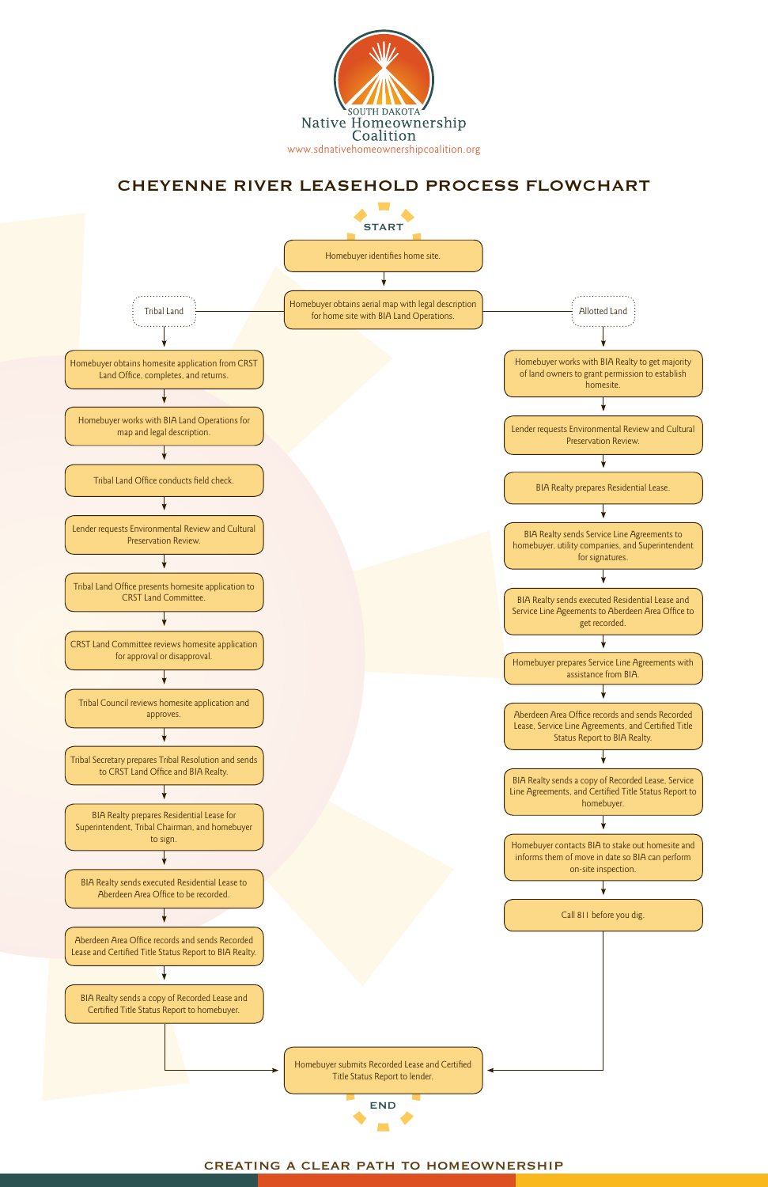SOUTH DAKOTA
Native Homeownership Coalition
www.sdnativehomeownershipcoalition.org

# CHEYENNE RIVER LEASEHOLD PROCESS FLOWCHART

**START**

1. Homebuyer identifies home site.
2. Homebuyer obtains aerial map with legal description for home site with BIA Land Operations.

## Tribal Land

1. Homebuyer obtains homesite application from CRST Land Office, completes, and returns.
2. Homebuyer works with BIA Land Operations for map and legal description.
3. Tribal Land Office conducts field check.
4. Lender requests Environmental Review and Cultural Preservation Review.
5. Tribal Land Office presents homesite application to CRST Land Committee.
6. CRST Land Committee reviews homesite application for approval or disapproval.
7. Tribal Council reviews homesite application and approves.
8. Tribal Secretary prepares Tribal Resolution and sends to CRST Land Office and BIA Realty.
9. BIA Realty prepares Residential Lease for Superintendent, Tribal Chairman, and homebuyer to sign.
10. BIA Realty sends executed Residential Lease to Aberdeen Area Office to be recorded.
11. Aberdeen Area Office records and sends Recorded Lease and Certified Title Status Report to BIA Realty.
12. BIA Realty sends a copy of Recorded Lease and Certified Title Status Report to homebuyer.

## Allotted Land

1. Homebuyer works with BIA Realty to get majority of land owners to grant permission to establish homesite.
2. Lender requests Environmental Review and Cultural Preservation Review.
3. BIA Realty prepares Residential Lease.
4. BIA Realty sends Service Line Agreements to homebuyer, utility companies, and Superintendent for signatures.
5. BIA Realty sends executed Residential Lease and Service Line Agreements to Aberdeen Area Office to get recorded.
6. Homebuyer prepares Service Line Agreements with assistance from BIA.
7. Aberdeen Area Office records and sends Recorded Lease, Service Line Agreements, and Certified Title Status Report to BIA Realty.
8. BIA Realty sends a copy of Recorded Lease, Service Line Agreements, and Certified Title Status Report to homebuyer.
9. Homebuyer contacts BIA to stake out homesite and informs them of move in date so BIA can perform on-site inspection.
10. Call 811 before you dig.

## Both Paths

Homebuyer submits Recorded Lease and Certified Title Status Report to lender.

**END**

CREATING A CLEAR PATH TO HOMEOWNERSHIP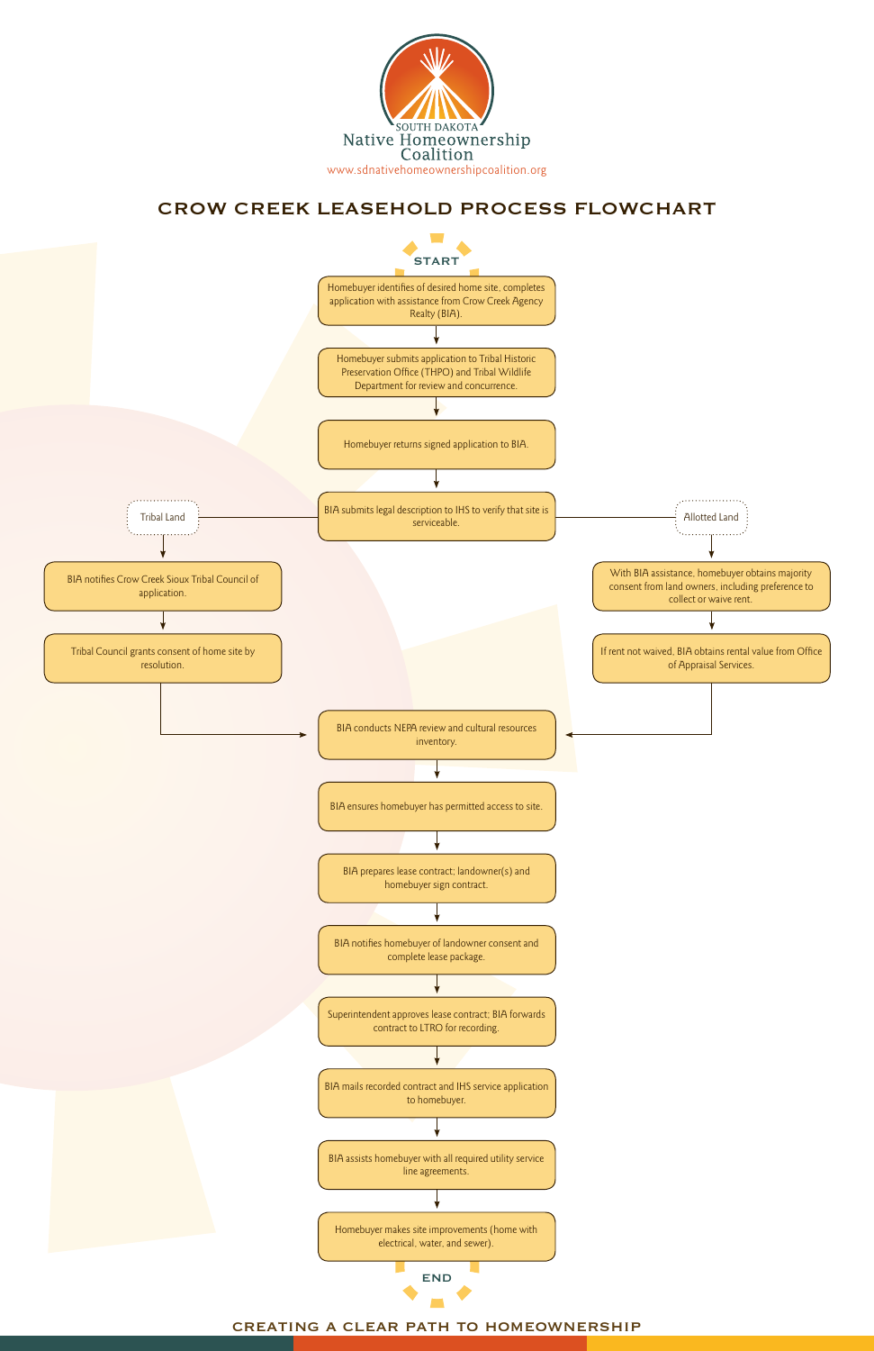SOUTH DAKOTA
Native Homeownership Coalition
www.sdnativehomeownershipcoalition.org

# CROW CREEK LEASEHOLD PROCESS FLOWCHART

**START**

1. Homebuyer identifies of desired home site, completes application with assistance from Crow Creek Agency Realty (BIA).
2. Homebuyer submits application to Tribal Historic Preservation Office (THPO) and Tribal Wildlife Department for review and concurrence.
3. Homebuyer returns signed application to BIA.
4. BIA submits legal description to IHS to verify that site is serviceable.

**Tribal Land**

- BIA notifies Crow Creek Sioux Tribal Council of application.
- Tribal Council grants consent of home site by resolution.

**Allotted Land**

- With BIA assistance, homebuyer obtains majority consent from land owners, including preference to collect or waive rent.
- If rent not waived, BIA obtains rental value from Office of Appraisal Services.

5. BIA conducts NEPA review and cultural resources inventory.
6. BIA ensures homebuyer has permitted access to site.
7. BIA prepares lease contract; landowner(s) and homebuyer sign contract.
8. BIA notifies homebuyer of landowner consent and complete lease package.
9. Superintendent approves lease contract; BIA forwards contract to LTRO for recording.
10. BIA mails recorded contract and IHS service application to homebuyer.
11. BIA assists homebuyer with all required utility service line agreements.
12. Homebuyer makes site improvements (home with electrical, water, and sewer).

**END**

CREATING A CLEAR PATH TO HOMEOWNERSHIP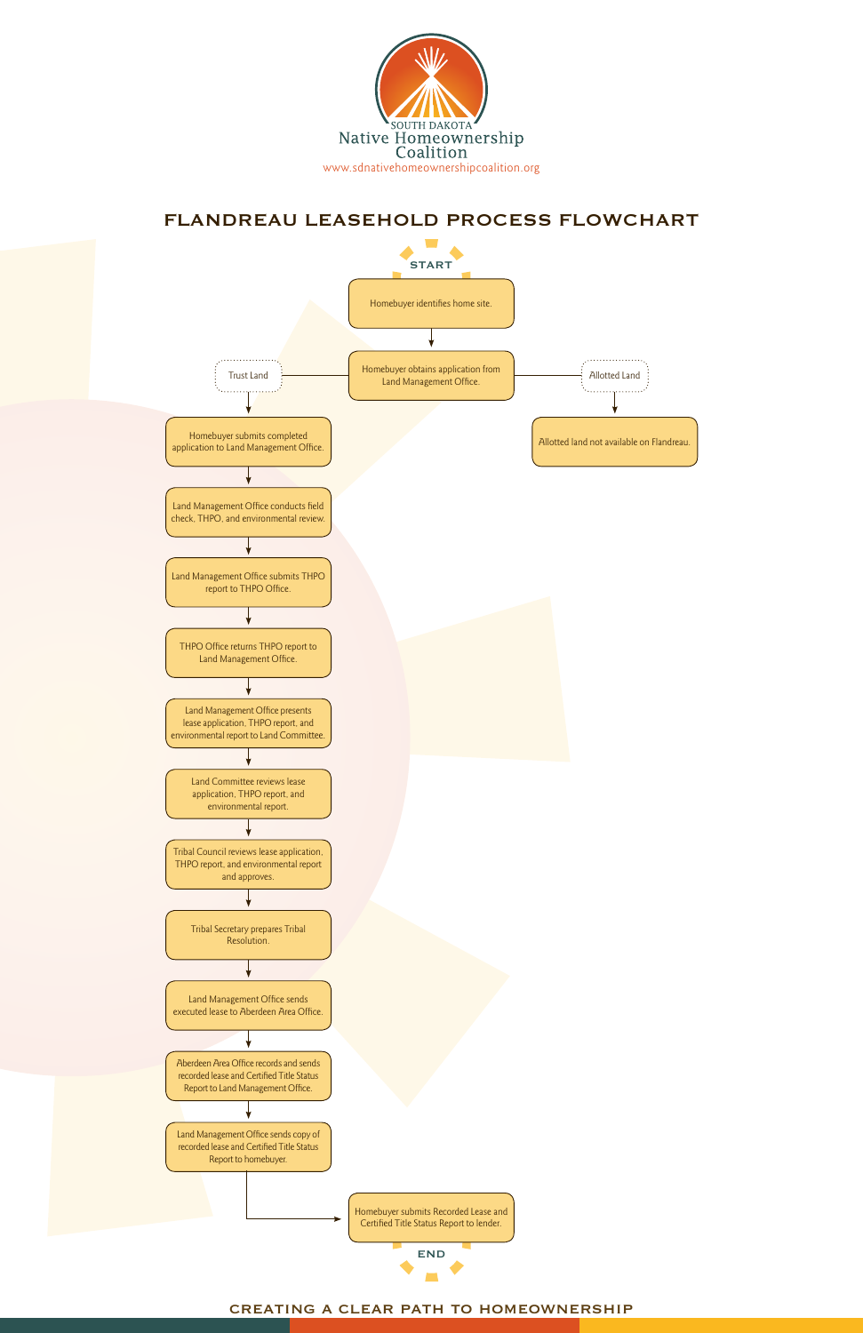SOUTH DAKOTA
Native Homeownership Coalition
www.sdnativehomeownershipcoalition.org

# FLANDREAU LEASEHOLD PROCESS FLOWCHART

**START**

1. Homebuyer identifies home site.
2. Homebuyer obtains application from Land Management Office.

**Trust Land**

1. Homebuyer submits completed application to Land Management Office.
2. Land Management Office conducts field check, THPO, and environmental review.
3. Land Management Office submits THPO report to THPO Office.
4. THPO Office returns THPO report to Land Management Office.
5. Land Management Office presents lease application, THPO report, and environmental report to Land Committee.
6. Land Committee reviews lease application, THPO report, and environmental report.
7. Tribal Council reviews lease application, THPO report, and environmental report and approves.
8. Tribal Secretary prepares Tribal Resolution.
9. Land Management Office sends executed lease to Aberdeen Area Office.
10. Aberdeen Area Office records and sends recorded lease and Certified Title Status Report to Land Management Office.
11. Land Management Office sends copy of recorded lease and Certified Title Status Report to homebuyer.
12. Homebuyer submits Recorded Lease and Certified Title Status Report to lender.

**Allotted Land**

- Allotted land not available on Flandreau.

**END**

CREATING A CLEAR PATH TO HOMEOWNERSHIP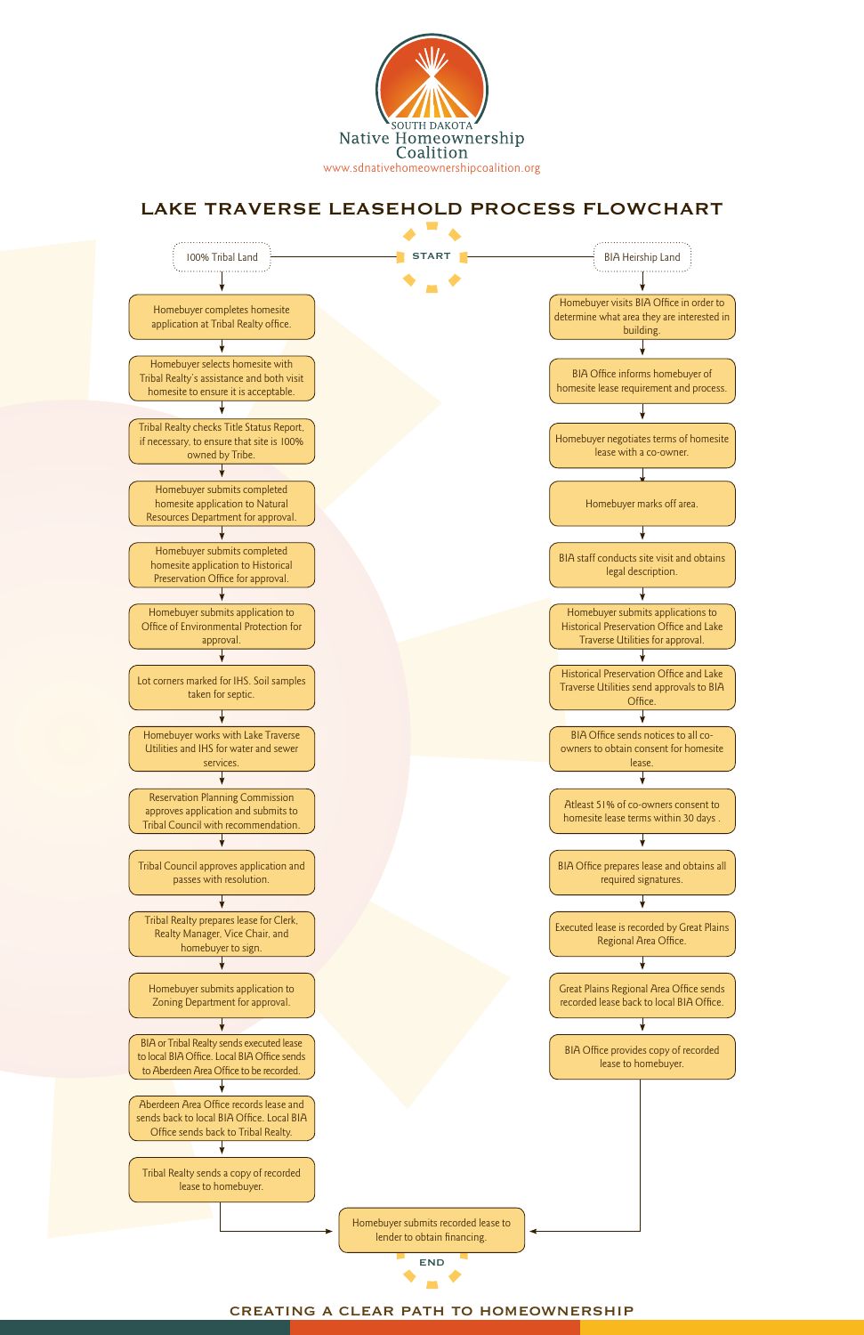SOUTH DAKOTA
Native Homeownership Coalition
www.sdnativehomeownershipcoalition.org

# LAKE TRAVERSE LEASEHOLD PROCESS FLOWCHART

START

## 100% Tribal Land

1. Homebuyer completes homesite application at Tribal Realty office.
2. Homebuyer selects homesite with Tribal Realty's assistance and both visit homesite to ensure it is acceptable.
3. Tribal Realty checks Title Status Report, if necessary, to ensure that site is 100% owned by Tribe.
4. Homebuyer submits completed homesite application to Natural Resources Department for approval.
5. Homebuyer submits completed homesite application to Historical Preservation Office for approval.
6. Homebuyer submits application to Office of Environmental Protection for approval.
7. Lot corners marked for IHS. Soil samples taken for septic.
8. Homebuyer works with Lake Traverse Utilities and IHS for water and sewer services.
9. Reservation Planning Commission approves application and submits to Tribal Council with recommendation.
10. Tribal Council approves application and passes with resolution.
11. Tribal Realty prepares lease for Clerk, Realty Manager, Vice Chair, and homebuyer to sign.
12. Homebuyer submits application to Zoning Department for approval.
13. BIA or Tribal Realty sends executed lease to local BIA Office. Local BIA Office sends to Aberdeen Area Office to be recorded.
14. Aberdeen Area Office records lease and sends back to local BIA Office. Local BIA Office sends back to Tribal Realty.
15. Tribal Realty sends a copy of recorded lease to homebuyer.

## BIA Heirship Land

1. Homebuyer visits BIA Office in order to determine what area they are interested in building.
2. BIA Office informs homebuyer of homesite lease requirement and process.
3. Homebuyer negotiates terms of homesite lease with a co-owner.
4. Homebuyer marks off area.
5. BIA staff conducts site visit and obtains legal description.
6. Homebuyer submits applications to Historical Preservation Office and Lake Traverse Utilities for approval.
7. Historical Preservation Office and Lake Traverse Utilities send approvals to BIA Office.
8. BIA Office sends notices to all co-owners to obtain consent for homesite lease.
9. Atleast 51% of co-owners consent to homesite lease terms within 30 days .
10. BIA Office prepares lease and obtains all required signatures.
11. Executed lease is recorded by Great Plains Regional Area Office.
12. Great Plains Regional Area Office sends recorded lease back to local BIA Office.
13. BIA Office provides copy of recorded lease to homebuyer.

## Both paths

Homebuyer submits recorded lease to lender to obtain financing.

END

CREATING A CLEAR PATH TO HOMEOWNERSHIP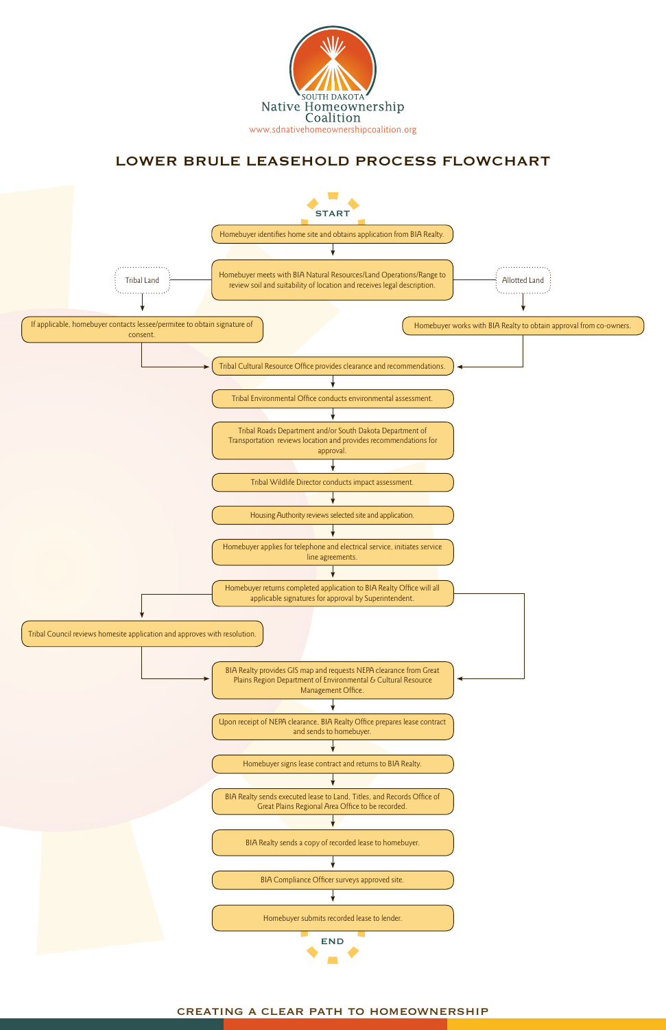SOUTH DAKOTA
Native Homeownership Coalition
www.sdnativehomeownershipcoalition.org

# LOWER BRULE LEASEHOLD PROCESS FLOWCHART

**START**

1. Homebuyer identifies home site and obtains application from BIA Realty.
2. Homebuyer meets with BIA Natural Resources/Land Operations/Range to review soil and suitability of location and receives legal description.
   - **Tribal Land:** If applicable, homebuyer contacts lessee/permitee to obtain signature of consent.
   - **Allotted Land:** Homebuyer works with BIA Realty to obtain approval from co-owners.
3. Tribal Cultural Resource Office provides clearance and recommendations.
4. Tribal Environmental Office conducts environmental assessment.
5. Tribal Roads Department and/or South Dakota Department of Transportation reviews location and provides recommendations for approval.
6. Tribal Wildlife Director conducts impact assessment.
7. Housing Authority reviews selected site and application.
8. Homebuyer applies for telephone and electrical service, initiates service line agreements.
9. Homebuyer returns completed application to BIA Realty Office will all applicable signatures for approval by Superintendent.
   - Tribal Council reviews homesite application and approves with resolution.
10. BIA Realty provides GIS map and requests NEPA clearance from Great Plains Region Department of Environmental & Cultural Resource Management Office.
11. Upon receipt of NEPA clearance, BIA Realty Office prepares lease contract and sends to homebuyer.
12. Homebuyer signs lease contract and returns to BIA Realty.
13. BIA Realty sends executed lease to Land, Titles, and Records Office of Great Plains Regional Area Office to be recorded.
14. BIA Realty sends a copy of recorded lease to homebuyer.
15. BIA Compliance Officer surveys approved site.
16. Homebuyer submits recorded lease to lender.

**END**

CREATING A CLEAR PATH TO HOMEOWNERSHIP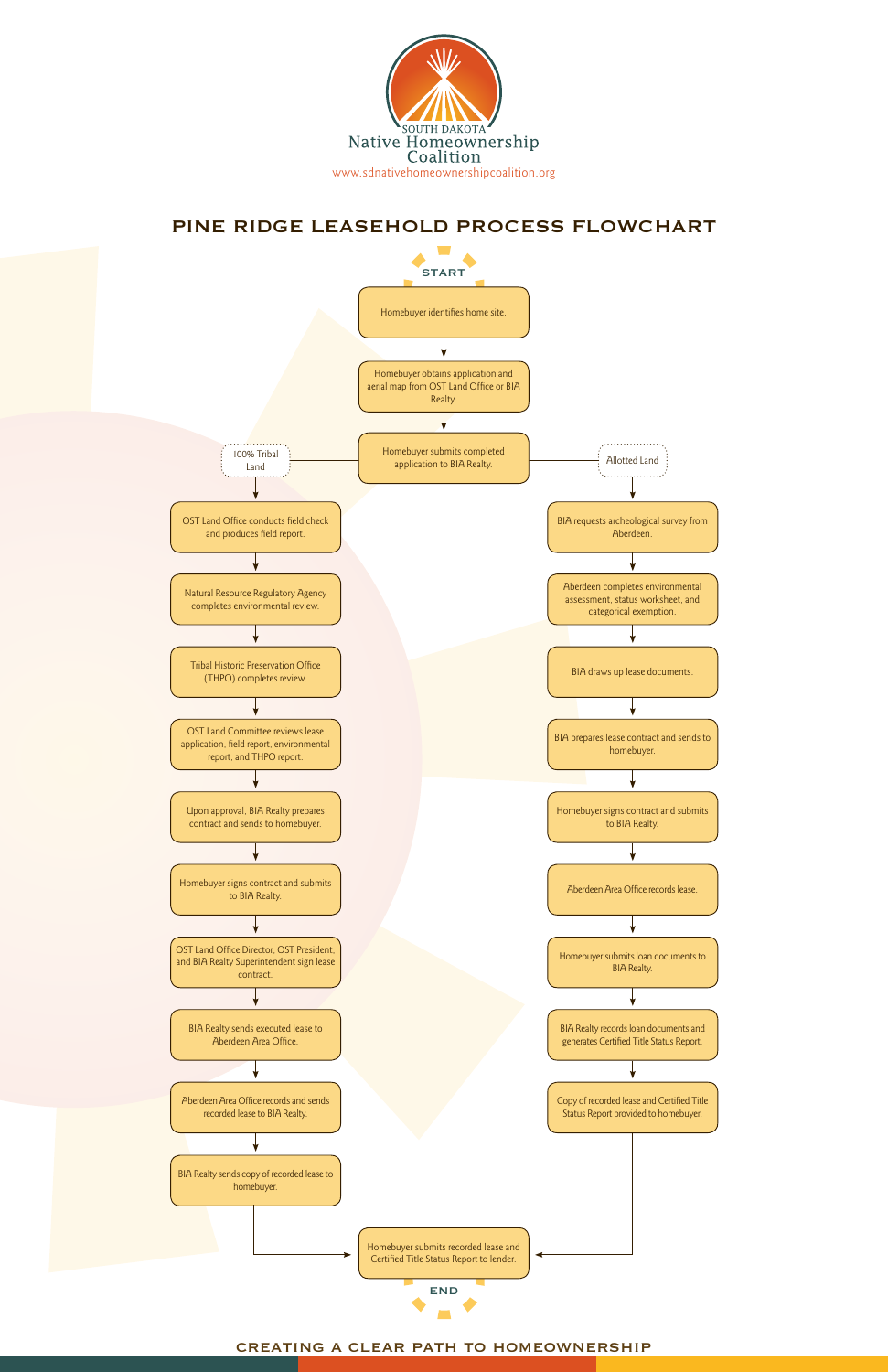SOUTH DAKOTA
Native Homeownership
Coalition
www.sdnativehomeownershipcoalition.org

# PINE RIDGE LEASEHOLD PROCESS FLOWCHART

**START**

1. Homebuyer identifies home site.
2. Homebuyer obtains application and aerial map from OST Land Office or BIA Realty.
3. Homebuyer submits completed application to BIA Realty.

## 100% Tribal Land

1. OST Land Office conducts field check and produces field report.
2. Natural Resource Regulatory Agency completes environmental review.
3. Tribal Historic Preservation Office (THPO) completes review.
4. OST Land Committee reviews lease application, field report, environmental report, and THPO report.
5. Upon approval, BIA Realty prepares contract and sends to homebuyer.
6. Homebuyer signs contract and submits to BIA Realty.
7. OST Land Office Director, OST President, and BIA Realty Superintendent sign lease contract.
8. BIA Realty sends executed lease to Aberdeen Area Office.
9. Aberdeen Area Office records and sends recorded lease to BIA Realty.
10. BIA Realty sends copy of recorded lease to homebuyer.

## Allotted Land

1. BIA requests archeological survey from Aberdeen.
2. Aberdeen completes environmental assessment, status worksheet, and categorical exemption.
3. BIA draws up lease documents.
4. BIA prepares lease contract and sends to homebuyer.
5. Homebuyer signs contract and submits to BIA Realty.
6. Aberdeen Area Office records lease.
7. Homebuyer submits loan documents to BIA Realty.
8. BIA Realty records loan documents and generates Certified Title Status Report.
9. Copy of recorded lease and Certified Title Status Report provided to homebuyer.

---

Homebuyer submits recorded lease and Certified Title Status Report to lender.

**END**

CREATING A CLEAR PATH TO HOMEOWNERSHIP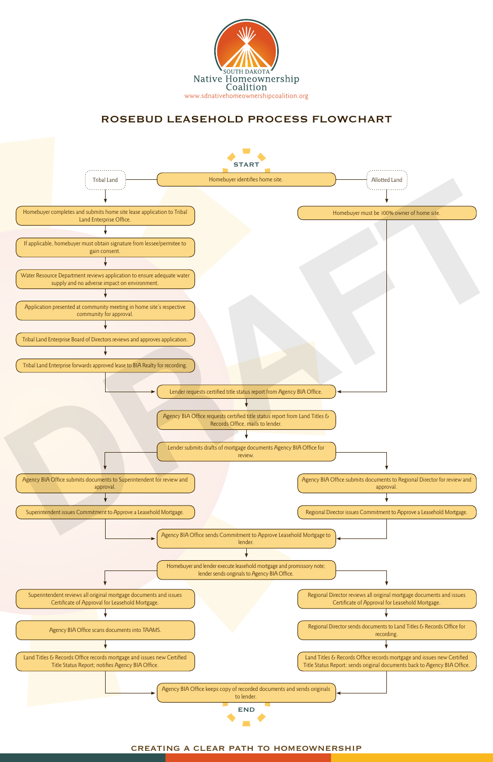SOUTH DAKOTA
Native Homeownership Coalition
www.sdnativehomeownershipcoalition.org

# ROSEBUD LEASEHOLD PROCESS FLOWCHART

**START**

Homebuyer identifies home site.

**Tribal Land**

1. Homebuyer completes and submits home site lease application to Tribal Land Enterprise Office.
2. If applicable, homebuyer must obtain signature from lessee/permitee to gain consent.
3. Water Resource Department reviews application to ensure adequate water supply and no adverse impact on environment.
4. Application presented at community meeting in home site's respective community for approval.
5. Tribal Land Enterprise Board of Directors reviews and approves application.
6. Tribal Land Enterprise forwards approved lease to BIA Realty for recording.

**Allotted Land**

1. Homebuyer must be 100% owner of home site.

**Both paths:**

- Lender requests certified title status report from Agency BIA Office.
- Agency BIA Office requests certified title status report from Land Titles & Records Office, mails to lender.
- Lender submits drafts of mortgage documents Agency BIA Office for review.

**Tribal Land**

- Agency BIA Office submits documents to Superintendent for review and approval.
- Superintendent issues Commitment to Approve a Leasehold Mortgage.

**Allotted Land**

- Agency BIA Office submits documents to Regional Director for review and approval.
- Regional Director issues Commitment to Approve a Leasehold Mortgage.

**Both paths:**

- Agency BIA Office sends Commitment to Approve Leasehold Mortgage to lender.
- Homebuyer and lender execute leasehold mortgage and promissory note; lender sends originals to Agency BIA Office.

**Tribal Land**

- Superintendent reviews all original mortgage documents and issues Certificate of Approval for Leasehold Mortgage.
- Agency BIA Office scans documents into TAAMS.
- Land Titles & Records Office records mortgage and issues new Certified Title Status Report; notifies Agency BIA Office.

**Allotted Land**

- Regional Director reviews all original mortgage documents and issues Certificate of Approval for Leasehold Mortgage.
- Regional Director sends documents to Land Titles & Records Office for recording.
- Land Titles & Records Office records mortgage and issues new Certified Title Status Report; sends original documents back to Agency BIA Office.

**Both paths:**

- Agency BIA Office keeps copy of recorded documents and sends originals to lender.

**END**

DRAFT

CREATING A CLEAR PATH TO HOMEOWNERSHIP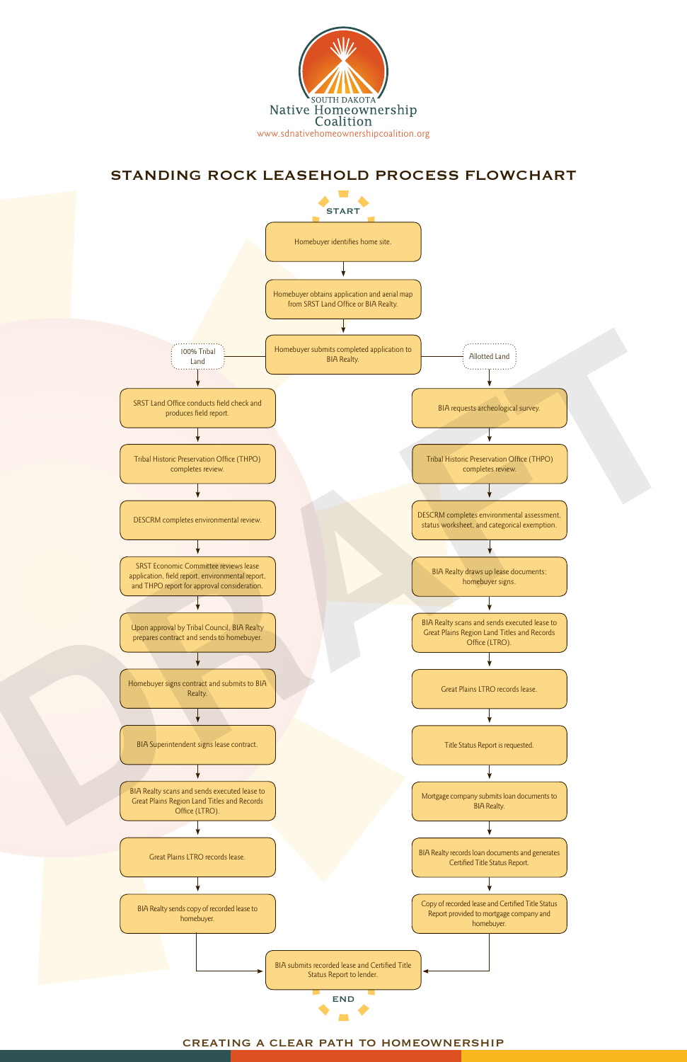SOUTH DAKOTA
Native Homeownership Coalition
www.sdnativehomeownershipcoalition.org

# STANDING ROCK LEASEHOLD PROCESS FLOWCHART

**START**

1. Homebuyer identifies home site.
2. Homebuyer obtains application and aerial map from SRST Land Office or BIA Realty.
3. Homebuyer submits completed application to BIA Realty.

## 100% Tribal Land

1. SRST Land Office conducts field check and produces field report.
2. Tribal Historic Preservation Office (THPO) completes review.
3. DESCRM completes environmental review.
4. SRST Economic Committee reviews lease application, field report, environmental report, and THPO report for approval consideration.
5. Upon approval by Tribal Council, BIA Realty prepares contract and sends to homebuyer.
6. Homebuyer signs contract and submits to BIA Realty.
7. BIA Superintendent signs lease contract.
8. BIA Realty scans and sends executed lease to Great Plains Region Land Titles and Records Office (LTRO).
9. Great Plains LTRO records lease.
10. BIA Realty sends copy of recorded lease to homebuyer.

## Allotted Land

1. BIA requests archeological survey.
2. Tribal Historic Preservation Office (THPO) completes review.
3. DESCRM completes environmental assessment, status worksheet, and categorical exemption.
4. BIA Realty draws up lease documents; homebuyer signs.
5. BIA Realty scans and sends executed lease to Great Plains Region Land Titles and Records Office (LTRO).
6. Great Plains LTRO records lease.
7. Title Status Report is requested.
8. Mortgage company submits loan documents to BIA Realty.
9. BIA Realty records loan documents and generates Certified Title Status Report.
10. Copy of recorded lease and Certified Title Status Report provided to mortgage company and homebuyer.

## Both paths

BIA submits recorded lease and Certified Title Status Report to lender.

**END**

CREATING A CLEAR PATH TO HOMEOWNERSHIP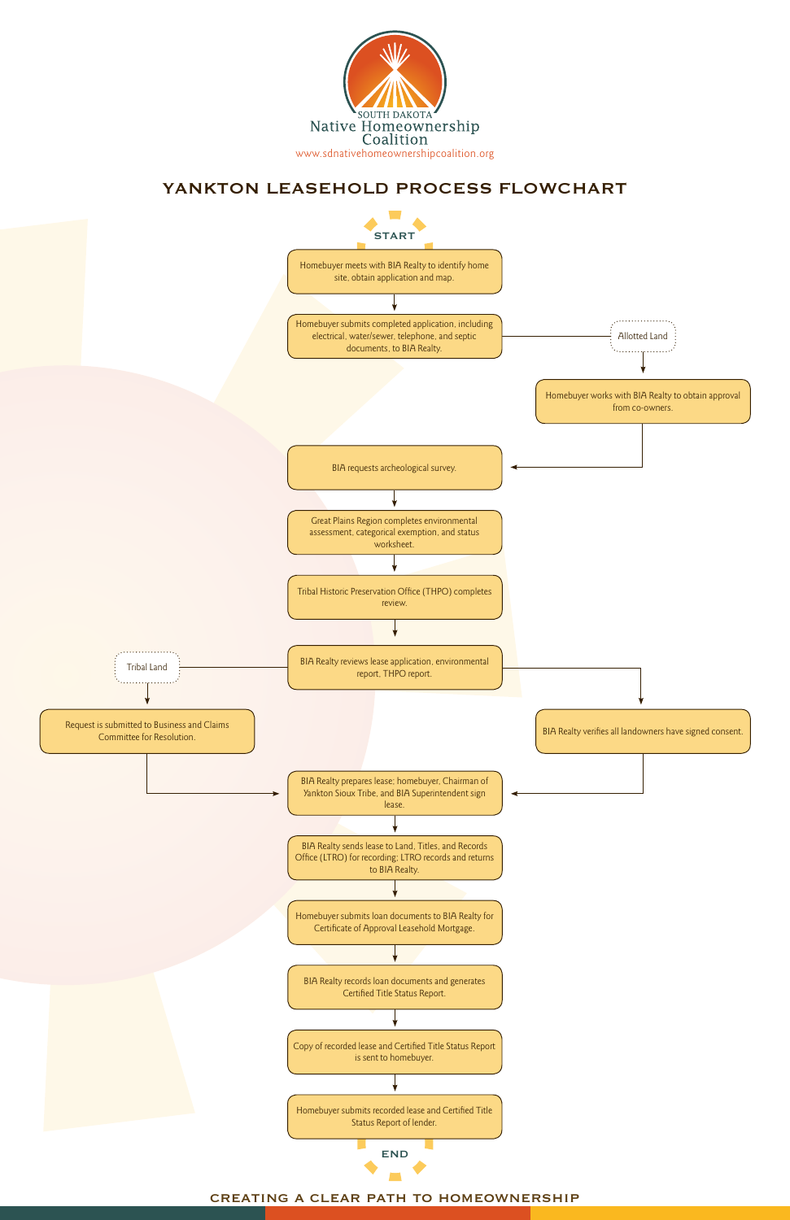SOUTH DAKOTA
Native Homeownership
Coalition
www.sdnativehomeownershipcoalition.org

# YANKTON LEASEHOLD PROCESS FLOWCHART

START

Homebuyer meets with BIA Realty to identify home site, obtain application and map.

Homebuyer submits completed application, including electrical, water/sewer, telephone, and septic documents, to BIA Realty.

Allotted Land

Homebuyer works with BIA Realty to obtain approval from co-owners.

BIA requests archeological survey.

Great Plains Region completes environmental assessment, categorical exemption, and status worksheet.

Tribal Historic Preservation Office (THPO) completes review.

BIA Realty reviews lease application, environmental report, THPO report.

Tribal Land

Request is submitted to Business and Claims Committee for Resolution.

BIA Realty verifies all landowners have signed consent.

BIA Realty prepares lease; homebuyer, Chairman of Yankton Sioux Tribe, and BIA Superintendent sign lease.

BIA Realty sends lease to Land, Titles, and Records Office (LTRO) for recording; LTRO records and returns to BIA Realty.

Homebuyer submits loan documents to BIA Realty for Certificate of Approval Leasehold Mortgage.

BIA Realty records loan documents and generates Certified Title Status Report.

Copy of recorded lease and Certified Title Status Report is sent to homebuyer.

Homebuyer submits recorded lease and Certified Title Status Report of lender.

END

CREATING A CLEAR PATH TO HOMEOWNERSHIP